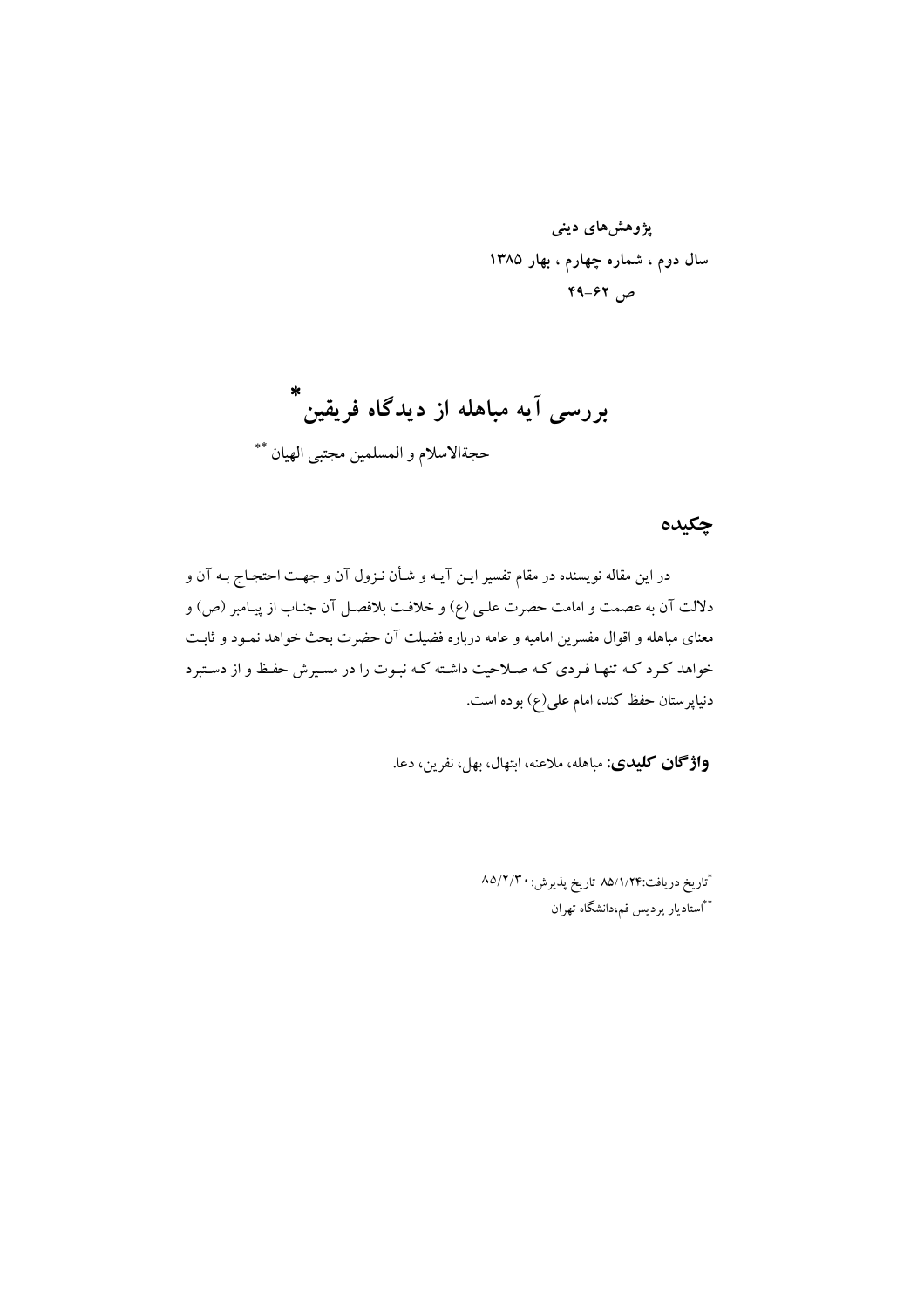پژوهش‌های دینی
سال دوم ، شماره چهارم ، بهار ۱۳۸۵
ص ۶۲-۴۹

# بررسی آیه مباهله از دیدگاه فریقین*

حجةالاسلام و المسلمین مجتبی الهیان**

## چکیده

در این مقاله نویسنده در مقام تفسیر این آیه و شأن نزول آن و جهت احتجاج به آن و دلالت آن به عصمت و امامت حضرت علی (ع) و خلافت بلافصل آن جناب از پیامبر (ص) و معنای مباهله و اقوال مفسرین امامیه و عامه درباره فضیلت آن حضرت بحث خواهد نمود و ثابت خواهد کرد که تنها فردی که صلاحیت داشته که نبوت را در مسیرش حفظ و از دستبرد دنیاپرستان حفظ کند، امام علی(ع) بوده است.

**واژگان کلیدی:** مباهله، ملاعنه، ابتهال، بهل، نفرین، دعا.

---

*تاریخ دریافت:۸۵/۱/۲۴ تاریخ پذیرش:۸۵/۲/۳۰

**استادیار پردیس قم،دانشگاه تهران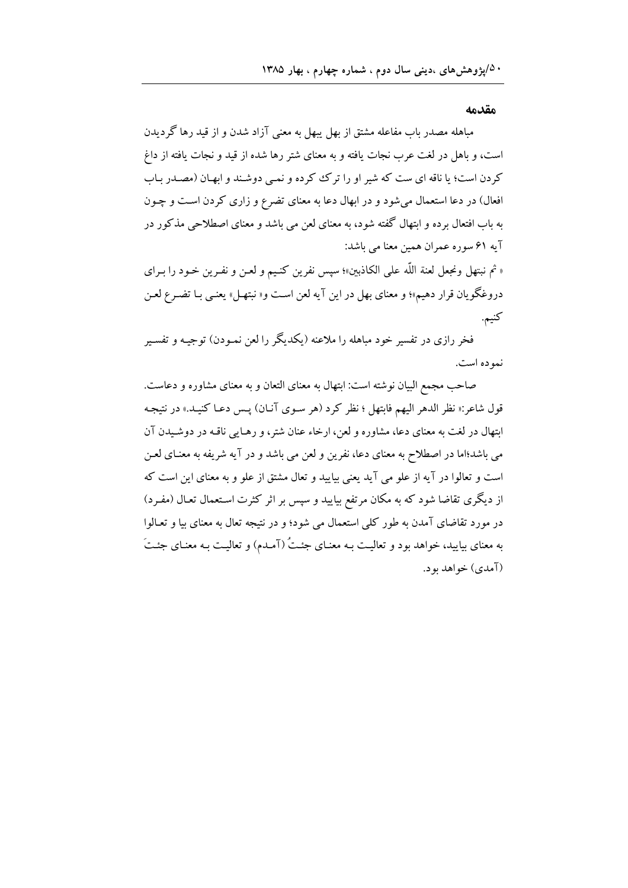## مقدمه

مباهله مصدر باب مفاعله مشتق از بهل یبهل به معنی آزاد شدن و از قید رها گردیدن است، و باهل در لغت عرب نجات یافته و به معنای شتر رها شده از قید و نجات یافته از داغ کردن است؛ یا ناقه ای ست که شیر او را ترک کرده و نمی دوشند و ابهان (مصدر باب افعال) در دعا استعمال می‌شود و در ابهال دعا به معنای تضرع و زاری کردن است و چون به باب افتعال برده و ابتهال گفته شود، به معنای لعن می باشد و معنای اصطلاحی مذکور در آیه ۶۱ سوره عمران همین معنا می باشد:

« ثم نبتهل ونجعل لعنة اللّه علی الکاذبین»؛ سپس نفرین کنیم و لعن و نفرین خود را برای دروغگویان قرار دهیم»؛ و معنای بهل در این آیه لعن است و« نبتهل» یعنی با تضرع لعن کنیم.

فخر رازی در تفسیر خود مباهله را ملاعنه (یکدیگر را لعن نمودن) توجیه و تفسیر نموده است.

صاحب مجمع البیان نوشته است: ابتهال به معنای التعان و به معنای مشاوره و دعاست. قول شاعر:« نظر الدهر الیهم فابتهل ؛ نظر کرد (هر سوی آنان) پس دعا کنید.» در نتیجه ابتهال در لغت به معنای دعا، مشاوره و لعن، ارخاء عنان شتر، و رهایی ناقه در دوشیدن آن می باشد؛اما در اصطلاح به معنای دعا، نفرین و لعن می باشد و در آیه شریفه به معنای لعن است و تعالوا در آیه از علو می آید یعنی بیایید و تعال مشتق از علو و به معنای این است که از دیگری تقاضا شود که به مکان مرتفع بیایید و سپس بر اثر کثرت استعمال تعال (مفرد) در مورد تقاضای آمدن به طور کلی استعمال می شود؛ و در نتیجه تعال به معنای بیا و تعالوا به معنای بیایید، خواهد بود و تعالیت به معنای جئتُ (آمدم) و تعالیت به معنای جئتَ (آمدی) خواهد بود.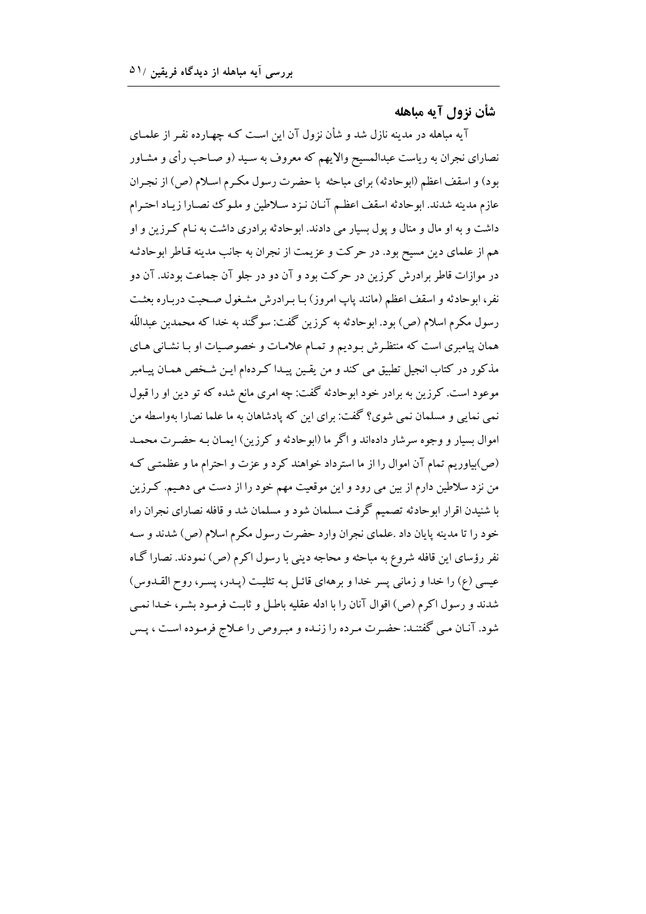## شأن نزول آیه مباهله

آیه مباهله در مدینه نازل شد و شأن نزول آن این است کـه چهـارده نفـر از علمـای نصارای نجران به ریاست عبدالمسیح والایهم که معروف به سید (و صـاحب رأی و مشـاور بود) و اسقف اعظم (ابوحادثه) برای مباحثه با حضرت رسول مکـرم اسـلام (ص) از نجـران عازم مدینه شدند. ابوحادثه اسقف اعظـم آنـان نـزد سـلاطین و ملـوک نصـارا زیـاد احتـرام داشت و به او مال و منال و پول بسیار می دادند. ابوحادثه برادری داشت به نـام کـرزین و او هم از علمای دین مسیح بود. در حرکت و عزیمت از نجران به جانب مدینه قـاطر ابوحادثـه در موازات قاطر برادرش کرزین در حرکت بود و آن دو در جلو آن جماعت بودند. آن دو نفر، ابوحادثه و اسقف اعظم (مانند پاپ امروز) بـا بـرادرش مشـغول صـحبت دربـاره بعثـت رسول مکرم اسلام (ص) بود. ابوحادثه به کرزین گفت: سوگند به خدا که محمدبن عبدالله همان پیامبری است که منتظرش بـودیم و تمـام علامـات و خصوصـیات او بـا نشـانی هـای مذکور در کتاب انجیل تطبیق می کند و من یقـین پیـدا کـردهام ایـن شـخص همـان پیـامبر موعود است. کرزین به برادر خود ابوحادثه گفت: چه امری مانع شده که تو دین او را قبول نمی نمایی و مسلمان نمی شوی؟ گفت: برای این که پادشاهان به ما علما نصارا بهواسطه من اموال بسیار و وجوه سرشار دادهاند و اگر ما (ابوحادثه و کرزین) ایمـان بـه حضـرت محمـد (ص)بیاوریم تمام آن اموال را از ما استرداد خواهند کرد و عزت و احترام ما و عظمتـی کـه من نزد سلاطین دارم از بین می رود و این موقعیت مهم خود را از دست می دهـیم. کـرزین با شنیدن اقرار ابوحادثه تصمیم گرفت مسلمان شود و مسلمان شد و قافله نصارای نجران راه خود را تا مدینه پایان داد .علمای نجران وارد حضرت رسول مکرم اسلام (ص) شدند و سـه نفر رؤسای این قافله شروع به مباحثه و محاجه دینی با رسول اکرم (ص) نمودند. نصارا گـاه عیسی (ع) را خدا و زمانی پسر خدا و برههای قائـل بـه تثلیـث (پـدر، پسـر، روح القـدوس) شدند و رسول اکرم (ص) اقوال آنان را با ادله عقلیه باطـل و ثابـت فرمـود بشـر، خـدا نمـی شود. آنـان مـی گفتنـد: حضـرت مـرده را زنـده و مبـروص را عـلاج فرمـوده اسـت ، پـس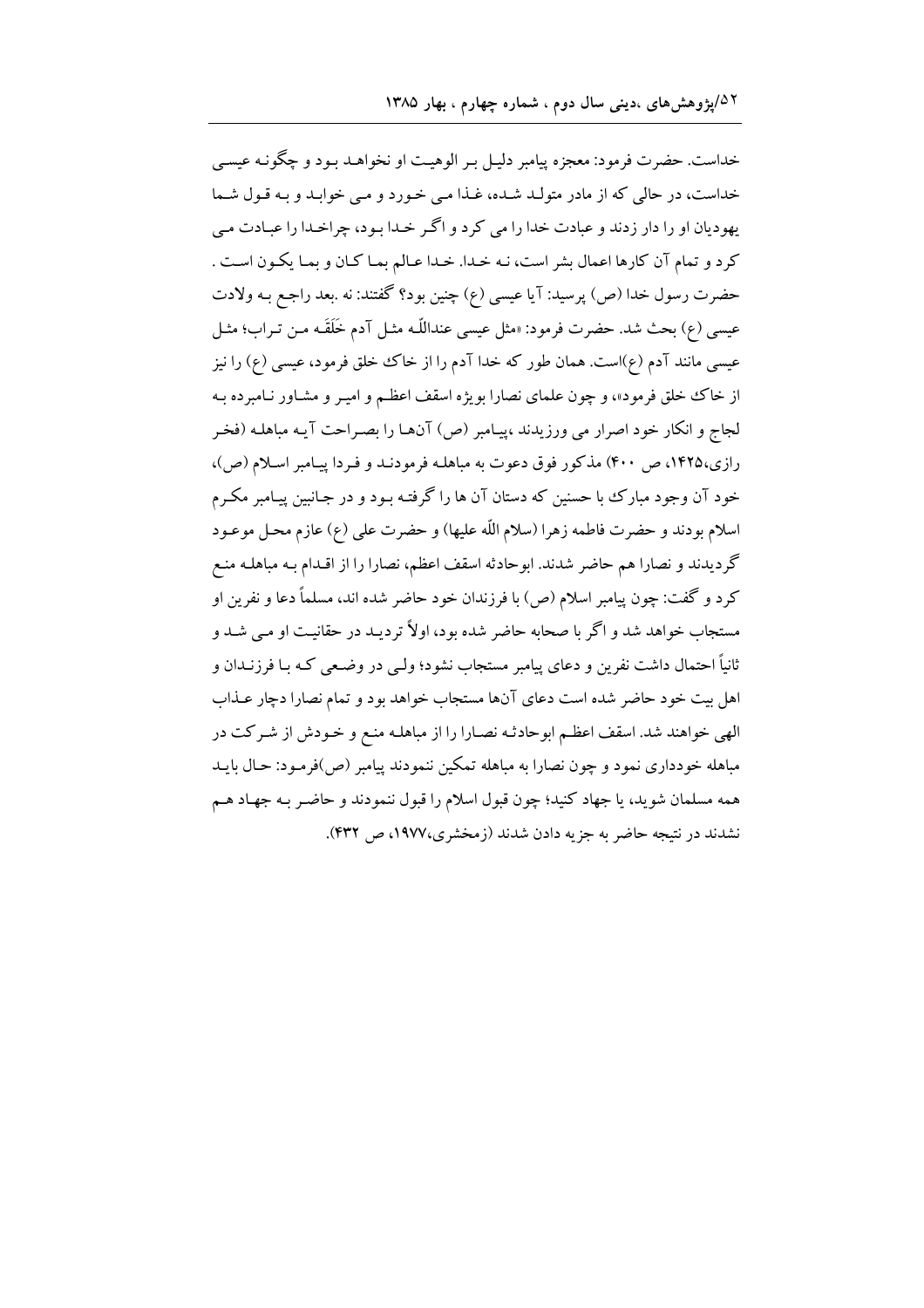خداست. حضرت فرمود: معجزه پیامبر دلیل بر الوهیت او نخواهد بود و چگونه عیسی خداست، در حالی که از مادر متولد شده، غذا می خورد و می خوابد و به قول شما یهودیان او را دار زدند و عبادت خدا را می کرد و اگر خدا بود، چراخدا را عبادت می کرد و تمام آن کارها اعمال بشر است، نه خدا. خدا عالم بما کان و بما یکون است . حضرت رسول خدا (ص) پرسید: آیا عیسی (ع) چنین بود؟ گفتند: نه .بعد راجع به ولادت عیسی (ع) بحث شد. حضرت فرمود: «مثل عیسی عنداللّه مثل آدم خَلَقَه من تراب؛ مثل عیسی مانند آدم (ع)است. همان طور که خدا آدم را از خاک خلق فرمود، عیسی (ع) را نیز از خاک خلق فرمود»، و چون علمای نصارا بویژه اسقف اعظم و امیر و مشاور نامبرده به لجاج و انکار خود اصرار می ورزیدند ،پیامبر (ص) آنها را بصراحت آیه مباهله (فخر رازی،۱۴۲۵، ص ۴۰۰) مذکور فوق دعوت به مباهله فرمودند و فردا پیامبر اسلام (ص)، خود آن وجود مبارک با حسنین که دستان آن ها را گرفته بود و در جانبین پیامبر مکرم اسلام بودند و حضرت فاطمه زهرا (سلام اللّه علیها) و حضرت علی (ع) عازم محل موعود گردیدند و نصارا هم حاضر شدند. ابوحادثه اسقف اعظم، نصارا را از اقدام به مباهله منع کرد و گفت: چون پیامبر اسلام (ص) با فرزندان خود حاضر شده اند، مسلماً دعا و نفرین او مستجاب خواهد شد و اگر با صحابه حاضر شده بود، اولاً تردید در حقانیت او می شد و ثانیاً احتمال داشت نفرین و دعای پیامبر مستجاب نشود؛ ولی در وضعی که با فرزندان و اهل بیت خود حاضر شده است دعای آنها مستجاب خواهد بود و تمام نصارا دچار عذاب الهی خواهند شد. اسقف اعظم ابوحادثه نصارا را از مباهله منع و خودش از شرکت در مباهله خودداری نمود و چون نصارا به مباهله تمکین ننمودند پیامبر (ص)فرمود: حال باید همه مسلمان شوید، یا جهاد کنید؛ چون قبول اسلام را قبول ننمودند و حاضر به جهاد هم نشدند در نتیجه حاضر به جزیه دادن شدند (زمخشری،۱۹۷۷، ص ۴۳۲).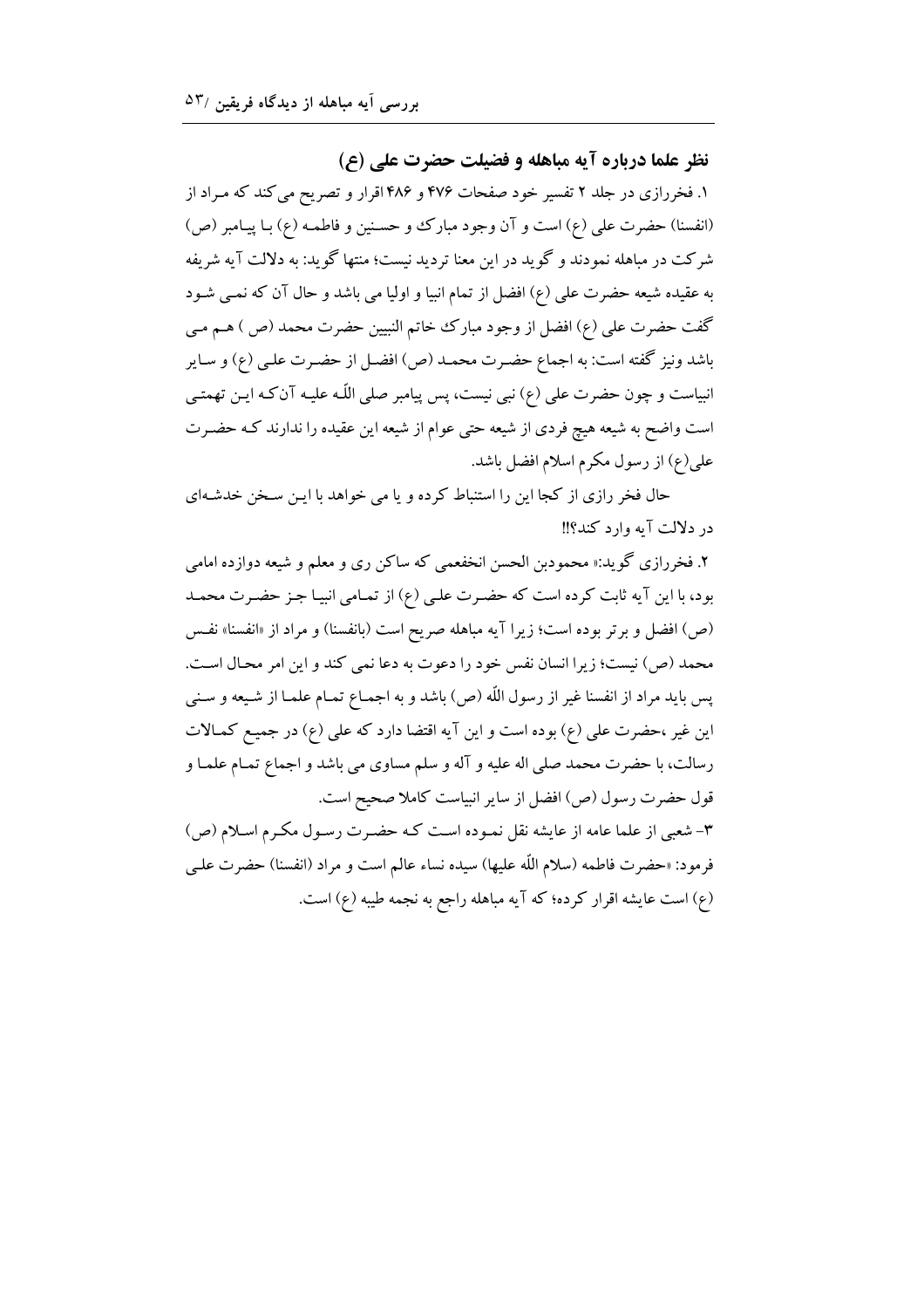### نظر علما درباره آیه مباهله و فضیلت حضرت علی (ع)

۱. فخررازی در جلد ۲ تفسیر خود صفحات ۴۷۶ و ۴۸۶ اقرار و تصریح می‌کند که مـراد از (انفسنا) حضرت علی (ع) است و آن وجود مبارك و حسـنین و فاطمـه (ع) بـا پیـامبر (ص) شرکت در مباهله نمودند و گوید در این معنا تردید نیست؛ منتها گوید: به دلالت آیه شریفه به عقیده شیعه حضرت علی (ع) افضل از تمام انبیا و اولیا می باشد و حال آن که نمـی شـود گفت حضرت علی (ع) افضل از وجود مبارك خاتم النبیین حضرت محمد (ص ) هـم مـی باشد ونیز گفته است: به اجماع حضـرت محمـد (ص) افضـل از حضـرت علـی (ع) و سـایر انبیاست و چون حضرت علی (ع) نبی نیست، پس پیامبر صلی اللّه علیـه آن‌کـه ایـن تهمتـی است واضح به شیعه هیچ فردی از شیعه حتی عوام از شیعه این عقیده را ندارند کـه حضـرت علی(ع) از رسول مکرم اسلام افضل باشد.

حال فخر رازی از کجا این را استنباط کرده و یا می خواهد با ایـن سـخن خدشـه‌ای در دلالت آیه وارد کند؟!!

۲. فخررازی گوید:« محمودبن الحسن انخفعمی که ساکن ری و معلم و شیعه دوازده امامی بود، با این آیه ثابت کرده است که حضـرت علـی (ع) از تمـامی انبیـا جـز حضـرت محمـد (ص) افضل و برتر بوده است؛ زیرا آیه مباهله صریح است (بانفسنا) و مراد از «انفسنا» نفـس محمد (ص) نیست؛ زیرا انسان نفس خود را دعوت به دعا نمی کند و این امر محـال اسـت. پس باید مراد از انفسنا غیر از رسول اللّه (ص) باشد و به اجمـاع تمـام علمـا از شـیعه و سـنی این غیر ،حضرت علی (ع) بوده است و این آیه اقتضا دارد که علی (ع) در جمیـع کمـالات رسالت، با حضرت محمد صلی اله علیه و آله و سلم مساوی می باشد و اجماع تمـام علمـا و قول حضرت رسول (ص) افضل از سایر انبیاست کاملا صحیح است.

۳- شعبی از علما عامه از عایشه نقل نمـوده اسـت کـه حضـرت رسـول مکـرم اسـلام (ص) فرمود: «حضرت فاطمه (سلام اللّه علیها) سیده نساء عالم است و مراد (انفسنا) حضرت علـی (ع) است عایشه اقرار کرده؛ که آیه مباهله راجع به نجمه طیبه (ع) است.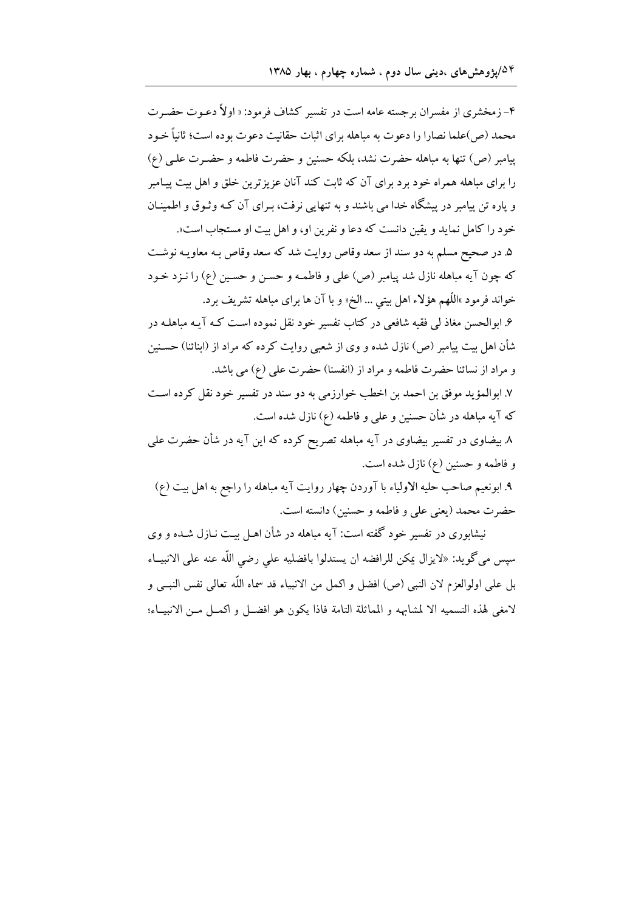۴- زمخشری از مفسران برجسته عامه است در تفسیر کشاف فرمود: « اولاً دعوت حضرت محمد (ص)علما نصارا را دعوت به مباهله برای اثبات حقانیت دعوت بوده است؛ ثانیاً خود پیامبر (ص) تنها به مباهله حضرت نشد، بلکه حسنین و حضرت فاطمه و حضرت علی (ع) را برای مباهله همراه خود برد برای آن که ثابت کند آنان عزیزترین خلق و اهل بیت پیامبر و پاره تن پیامبر در پیشگاه خدا می باشند و به تنهایی نرفت، برای آن که وثوق و اطمینان خود را کامل نماید و یقین دانست که دعا و نفرین او، و اهل بیت او مستجاب است».

۵. در صحیح مسلم به دو سند از سعد وقاص روایت شد که سعد وقاص به معاویه نوشت که چون آیه مباهله نازل شد پیامبر (ص) علی و فاطمه و حسن و حسین (ع) را نزد خود خواند فرمود «اللّهم هؤلاء اهل بیتي ... الخ» و با آن ها برای مباهله تشریف برد.

۶. ابوالحسن مغاذ لی فقیه شافعی در کتاب تفسیر خود نقل نموده است که آیه مباهله در شأن اهل بیت پیامبر (ص) نازل شده و وی از شعبی روایت کرده که مراد از (ابنائنا) حسنین و مراد از نسائنا حضرت فاطمه و مراد از (انفسنا) حضرت علی (ع) می باشد.

۷. ابوالمؤید موفق بن احمد بن اخطب خوارزمی به دو سند در تفسیر خود نقل کرده است که آیه مباهله در شأن حسنین و علی و فاطمه (ع) نازل شده است.

۸. بیضاوی در تفسیر بیضاوی در آیه مباهله تصریح کرده که این آیه در شأن حضرت علی و فاطمه و حسنین (ع) نازل شده است.

۹. ابونعیم صاحب حلیه الاولیاء با آوردن چهار روایت آیه مباهله را راجع به اهل بیت (ع) حضرت محمد (یعنی علی و فاطمه و حسنین) دانسته است.

نیشابوری در تفسیر خود گفته است: آیه مباهله در شأن اهل بیت نازل شده و وی سپس می‌گوید: «لایزال یمکن للرافضه ان یستدلوا بافضلیه علي رضي اللّه عنه علی الانبیاء بل علی اولوالعزم لان النبی (ص) افضل و اکمل من الانبیاء قد سماه اللّه تعالی نفس النبي و لامغی لهذه التسمیه الا لمشابهه و المماثلة التامة فاذا یکون هو افضل و اکمل من الانبیاء؛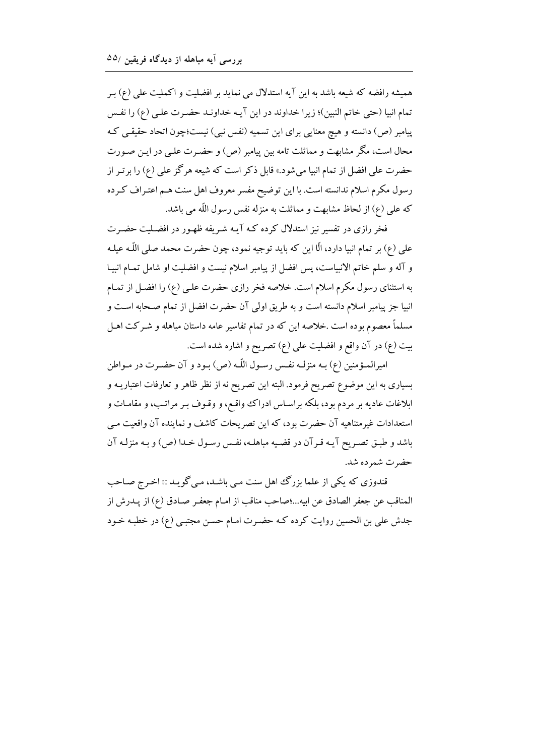همیشه رافضه که شیعه باشد به این آیه استدلال می نماید بر افضلیت و اکملیت علی (ع) بر تمام انبیا (حتی خاتم النبین)؛ زیرا خداوند در این آیـه خداونـد حضـرت علـی (ع) را نفـس پیامبر (ص) دانسته و هیچ معنایی برای این تسمیه (نفس نبی) نیست؛چون اتحاد حقیقـی کـه محال است، مگر مشابهت و مماثلت تامه بین پیامبر (ص) و حضـرت علـی در ایـن صـورت حضرت علی افضل از تمام انبیا می‌شود.» قابل ذکر است که شیعه هرگز علی (ع) را برتـر از رسول مکرم اسلام ندانسته است. با این توضیح مفسر معروف اهل سنت هـم اعتـراف کـرده که علی (ع) از لحاظ مشابهت و مماثلت به منزله نفس رسول اللّه می باشد.

فخر رازی در تفسیر نیز استدلال کرده کـه آیـه شـریفه ظهـور در افضـلیت حضـرت علی (ع) بر تمام انبیا دارد، الّا این که باید توجیه نمود، چون حضرت محمد صلی اللّـه علیـه و آله و سلم خاتم الانبیاست، پس افضل از پیامبر اسلام نیست و افضلیت او شامل تمـام انبیـا به استثنای رسول مکرم اسلام است. خلاصه فخر رازی حضرت علـی (ع) را افضـل از تمـام انبیا جز پیامبر اسلام دانسته است و به طریق اولی آن حضرت افضل از تمام صـحابه اسـت و مسلماً معصوم بوده است .خلاصه این که در تمام تفاسیر عامه داستان مباهله و شـرکت اهـل بیت (ع) در آن واقع و افضلیت علی (ع) تصریح و اشاره شده است.

امیرالمـؤمنین (ع) بـه منزلـه نفـس رسـول اللّـه (ص) بـود و آن حضـرت در مـواطن بسیاری به این موضوع تصریح فرمود. البته این تصریح نه از نظر ظاهر و تعارفات اعتباریـه و ابلاغات عادیه بر مردم بود، بلکه براسـاس ادراک واقـع، و وقـوف بـر مراتـب، و مقامـات و استعدادات غیرمتناهیه آن حضرت بود، که این تصریحات کاشف و نماینده آن واقعیت مـی باشد و طبـق تصـریح آیـه قـرآن در قضـیه مباهلـه، نفـس رسـول خـدا (ص) و بـه منزلـه آن حضرت شمرده شد.

قندوزی که یکی از علما بزرگ اهل سنت مـی باشـد، مـی‌گویـد :« اخـرج صـاحب المناقب عن جعفر الصادق عن ابیه...؛صاحب مناقب از امـام جعفـر صـادق (ع) از پـدرش از جدش علی بن الحسین روایت کرده کـه حضـرت امـام حسـن مجتبـی (ع) در خطبـه خـود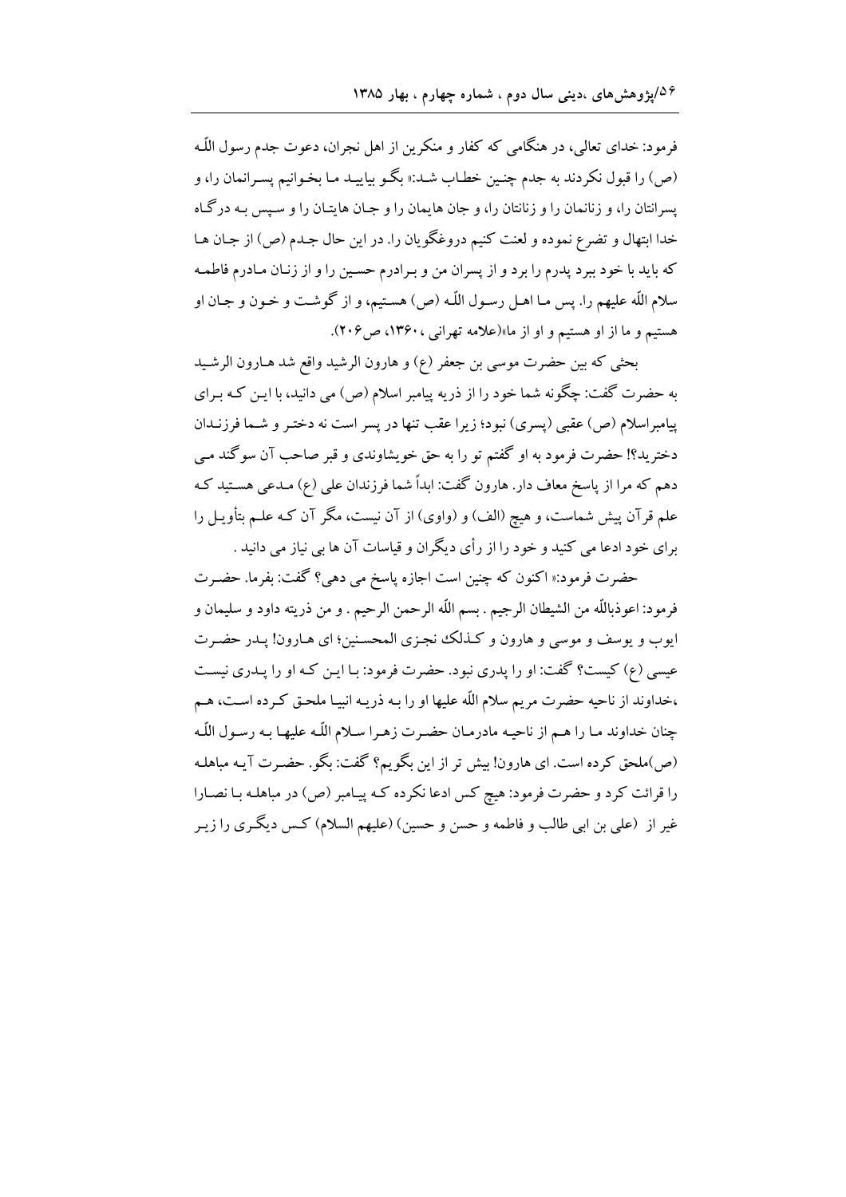فرمود: خدای تعالی، در هنگامی که کفار و منکرین از اهل نجران، دعوت جدم رسول اللّه (ص) را قبول نکردند به جدم چنین خطاب شد:« بگو بیایید ما بخوانیم پسرانمان را، و پسرانتان را، و زنانمان را و زنانتان را، و جان هایمان را و جان هایتان را و سپس به درگاه خدا ابتهال و تضرع نموده و لعنت کنیم دروغگویان را. در این حال جدم (ص) از جان ها که باید با خود ببرد پدرم را برد و از پسران من و برادرم حسین را و از زنان مادرم فاطمه سلام اللّه علیهم را. پس ما اهل رسول اللّه (ص) هستیم، و از گوشت و خون و جان او هستیم و ما از او هستیم و او از ما»(علامه تهرانی ،۱۳۶۰، ص۲۰۶).

بحثی که بین حضرت موسی بن جعفر (ع) و هارون الرشید واقع شد هارون الرشید به حضرت گفت: چگونه شما خود را از ذریه پیامبر اسلام (ص) می دانید، با این که برای پیامبراسلام (ص) عقبی (پسری) نبود؛ زیرا عقب تنها در پسر است نه دختر و شما فرزندان دخترید؟! حضرت فرمود به او گفتم تو را به حق خویشاوندی و قبر صاحب آن سوگند می دهم که مرا از پاسخ معاف دار. هارون گفت: ابداً شما فرزندان علی (ع) مدعی هستید که علم قرآن پیش شماست، و هیچ (الف) و (واوی) از آن نیست، مگر آن که علم بتأویل را برای خود ادعا می کنید و خود را از رأی دیگران و قیاسات آن ها بی نیاز می دانید .

حضرت فرمود:« اکنون که چنین است اجازه پاسخ می دهی؟ گفت: بفرما. حضرت فرمود: اعوذباللّه من الشیطان الرجیم . بسم اللّه الرحمن الرحیم . و من ذریته داود و سلیمان و ایوب و یوسف و موسی و هارون و کذلک نجزی المحسنین؛ ای هارون! پدر حضرت عیسی (ع) کیست؟ گفت: او را پدری نبود. حضرت فرمود: با این که او را پدری نیست ،خداوند از ناحیه حضرت مریم سلام اللّه علیها او را به ذریه انبیا ملحق کرده است، هم چنان خداوند ما را هم از ناحیه مادرمان حضرت زهرا سلام اللّه علیها به رسول اللّه (ص)ملحق کرده است. ای هارون! بیش تر از این بگویم؟ گفت: بگو. حضرت آیه مباهله را قرائت کرد و حضرت فرمود: هیچ کس ادعا نکرده که پیامبر (ص) در مباهله با نصارا غیر از (علی بن ابی طالب و فاطمه و حسن و حسین) (علیهم السلام) کس دیگری را زیر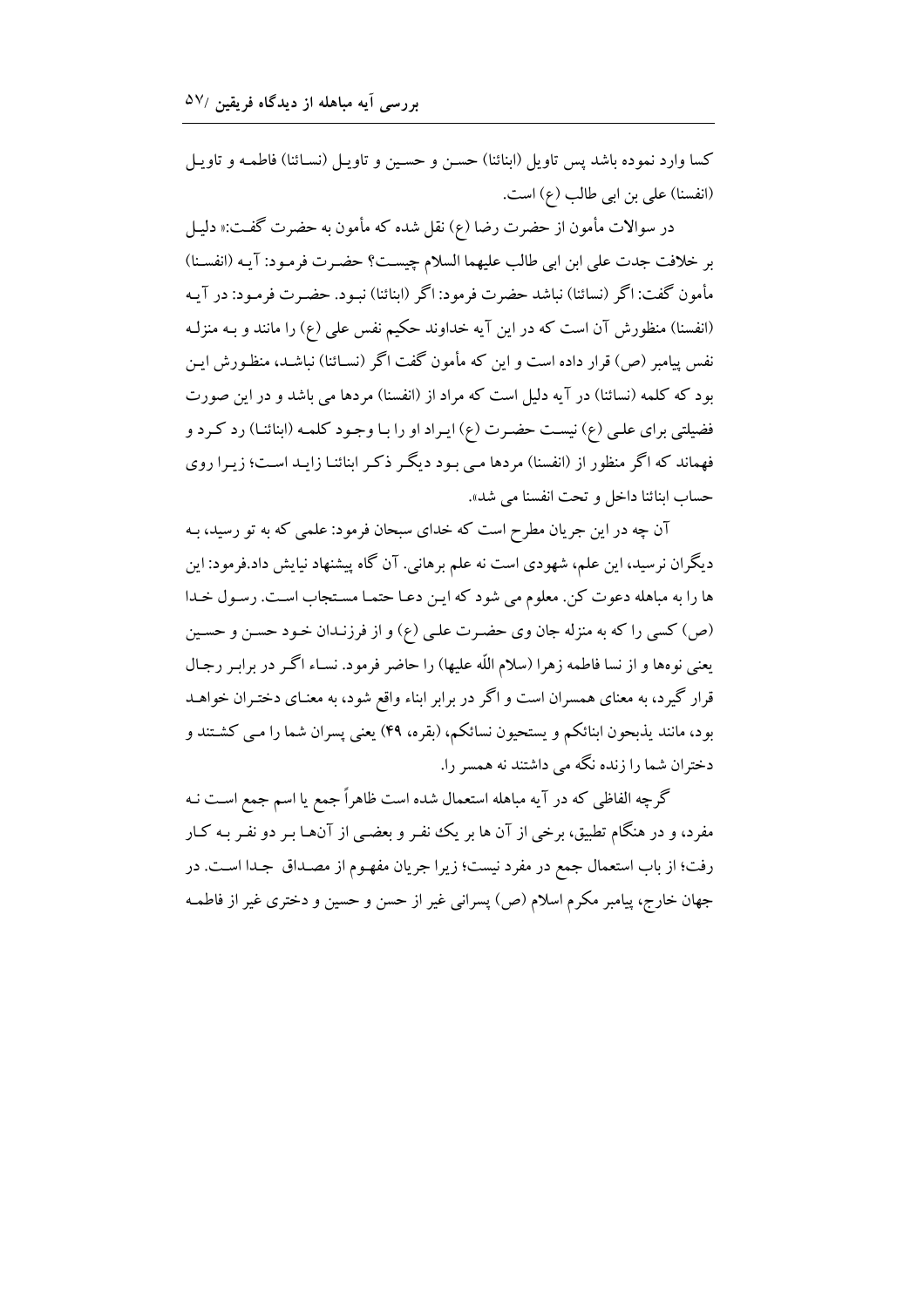کسا وارد نموده باشد پس تاویل (ابنائنا) حسن و حسین و تاویل (نسائنا) فاطمه و تاویل (انفسنا) علی بن ابی طالب (ع) است.

در سوالات مأمون از حضرت رضا (ع) نقل شده که مأمون به حضرت گفت:« دلیل بر خلافت جدت علی ابن ابی طالب علیهما السلام چیست؟ حضرت فرمود: آیه (انفسنا) مأمون گفت: اگر (نسائنا) نباشد حضرت فرمود: اگر (ابنائنا) نبود. حضرت فرمود: در آیه (انفسنا) منظورش آن است که در این آیه خداوند حکیم نفس علی (ع) را مانند و به منزله نفس پیامبر (ص) قرار داده است و این که مأمون گفت اگر (نسائنا) نباشد، منظورش این بود که کلمه (نسائنا) در آیه دلیل است که مراد از (انفسنا) مردها می باشد و در این صورت فضیلتی برای علی (ع) نیست حضرت (ع) ایراد او را با وجود کلمه (ابنائنا) رد کرد و فهماند که اگر منظور از (انفسنا) مردها می بود دیگر ذکر ابنائنا زاید است؛ زیرا روی حساب ابنائنا داخل و تحت انفسنا می شد».

آن چه در این جریان مطرح است که خدای سبحان فرمود: علمی که به تو رسید، به دیگران نرسید، این علم، شهودی است نه علم برهانی. آن گاه پیشنهاد نیایش داد.فرمود: این ها را به مباهله دعوت کن. معلوم می شود که این دعا حتما مستجاب است. رسول خدا (ص) کسی را که به منزله جان وی حضرت علی (ع) و از فرزندان خود حسن و حسین یعنی نوه‌ها و از نسا فاطمه زهرا (سلام اللّه علیها) را حاضر فرمود. نساء اگر در برابر رجال قرار گیرد، به معنای همسران است و اگر در برابر ابناء واقع شود، به معنای دختران خواهد بود، مانند یذبحون ابنائکم و یستحیون نسائکم، (بقره، ۴۹) یعنی پسران شما را می کشتند و دختران شما را زنده نگه می داشتند نه همسر را.

گرچه الفاظی که در آیه مباهله استعمال شده است ظاهراً جمع یا اسم جمع است نه مفرد، و در هنگام تطبیق، برخی از آن ها بر یک نفر و بعضی از آنها بر دو نفر به کار رفت؛ از باب استعمال جمع در مفرد نیست؛ زیرا جریان مفهوم از مصداق جدا است. در جهان خارج، پیامبر مکرم اسلام (ص) پسرانی غیر از حسن و حسین و دختری غیر از فاطمه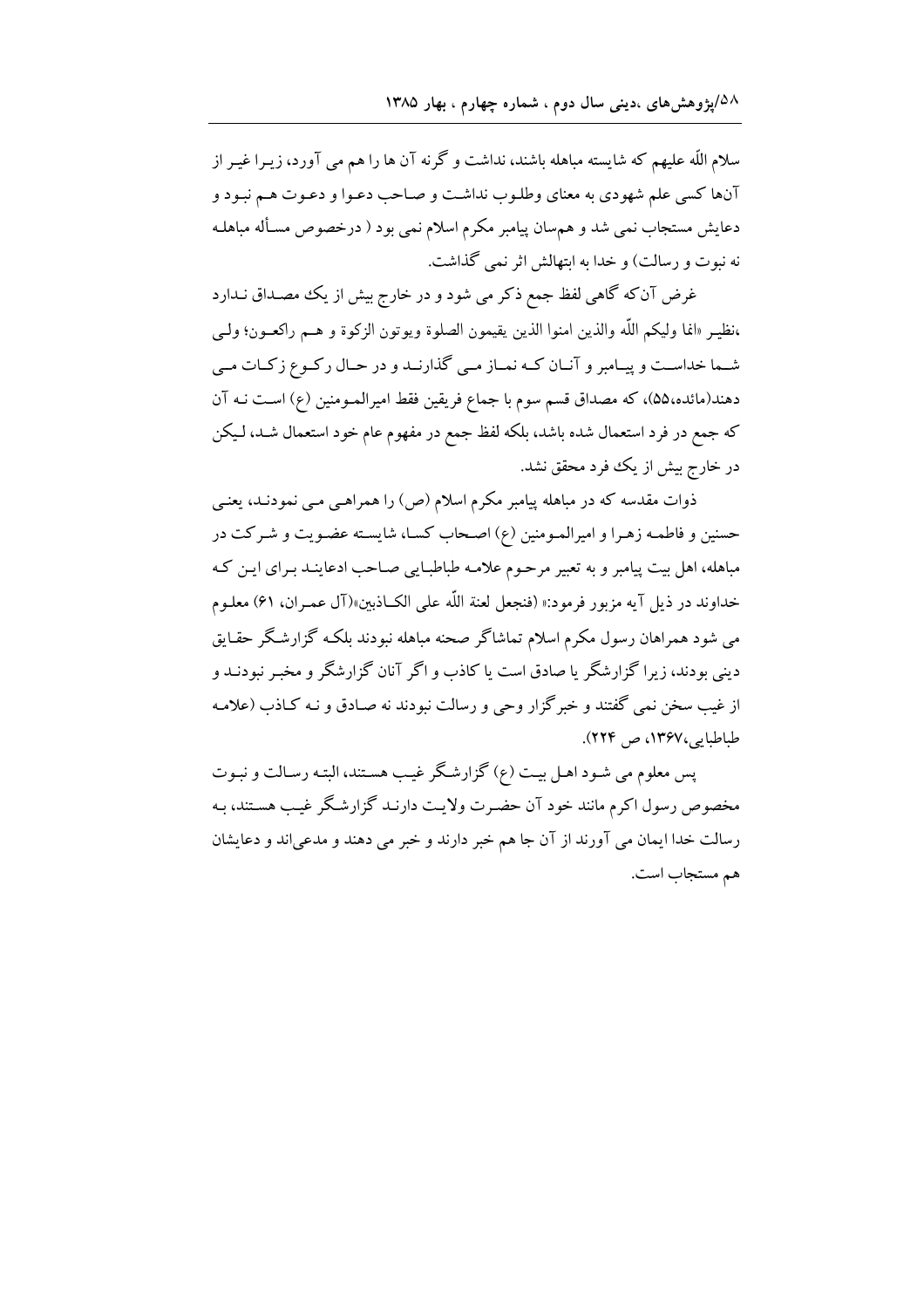سلام اللّه علیهم که شایسته مباهله باشند، نداشت و گرنه آن ها را هم می آورد، زیـرا غیـر از آنها کسی علم شهودی به معنای وطلـوب نداشـت و صـاحب دعـوا و دعـوت هـم نبـود و دعایش مستجاب نمی شد و همسان پیامبر مکرم اسلام نمی بود ( درخصوص مسـأله مباهلـه نه نبوت و رسالت) و خدا به ابتهالش اثر نمی گذاشت.

غرض آنکه گاهی لفظ جمع ذکر می شود و در خارج بیش از یک مصـداق نـدارد ،نظیـر «انما ولیکم اللّه والذین امنوا الذین یقیمون الصلوة ویوتون الزکوة و هـم راکعـون؛ ولـی شـما خداسـت و پیـامبر و آنـان کـه نمـاز مـی گذارنـد و در حـال رکـوع زکـات مـی دهند(مائده،۵۵)، که مصداق قسم سوم با جماع فریقین فقط امیرالمـومنین (ع) اسـت نـه آن که جمع در فرد استعمال شده باشد، بلکه لفظ جمع در مفهوم عام خود استعمال شـد، لـیکن در خارج بیش از یک فرد محقق نشد.

ذوات مقدسه که در مباهله پیامبر مکرم اسلام (ص) را همراهـی مـی نمودنـد، یعنـی حسنین و فاطمـه زهـرا و امیرالمـومنین (ع) اصـحاب کسـا، شایسـته عضـویت و شـرکت در مباهله، اهل بیت پیامبر و به تعبیر مرحـوم علامـه طباطبـایی صـاحب ادعاینـد بـرای ایـن کـه خداوند در ذیل آیه مزبور فرمود:« (فنجعل لعنة اللّه علی الکـاذبین»(آل عمـران، ۶۱) معلـوم می شود همراهان رسول مکرم اسلام تماشاگر صحنه مباهله نبودند بلکـه گزارشـگر حقـایق دینی بودند، زیرا گزارشگر یا صادق است یا کاذب و اگر آنان گزارشگر و مخبـر نبودنـد و از غیب سخن نمی گفتند و خبرگزار وحی و رسالت نبودند نه صـادق و نـه کـاذب (علامـه طباطبایی،۱۳۶۷، ص ۲۲۴).

پس معلوم می شـود اهـل بیـت (ع) گزارشـگر غیـب هسـتند، البتـه رسـالت و نبـوت مخصوص رسول اکرم مانند خود آن حضـرت ولایـت دارنـد گزارشـگر غیـب هسـتند، بـه رسالت خدا ایمان می آورند از آن جا هم خبر دارند و خبر می دهند و مدعیاند و دعایشان هم مستجاب است.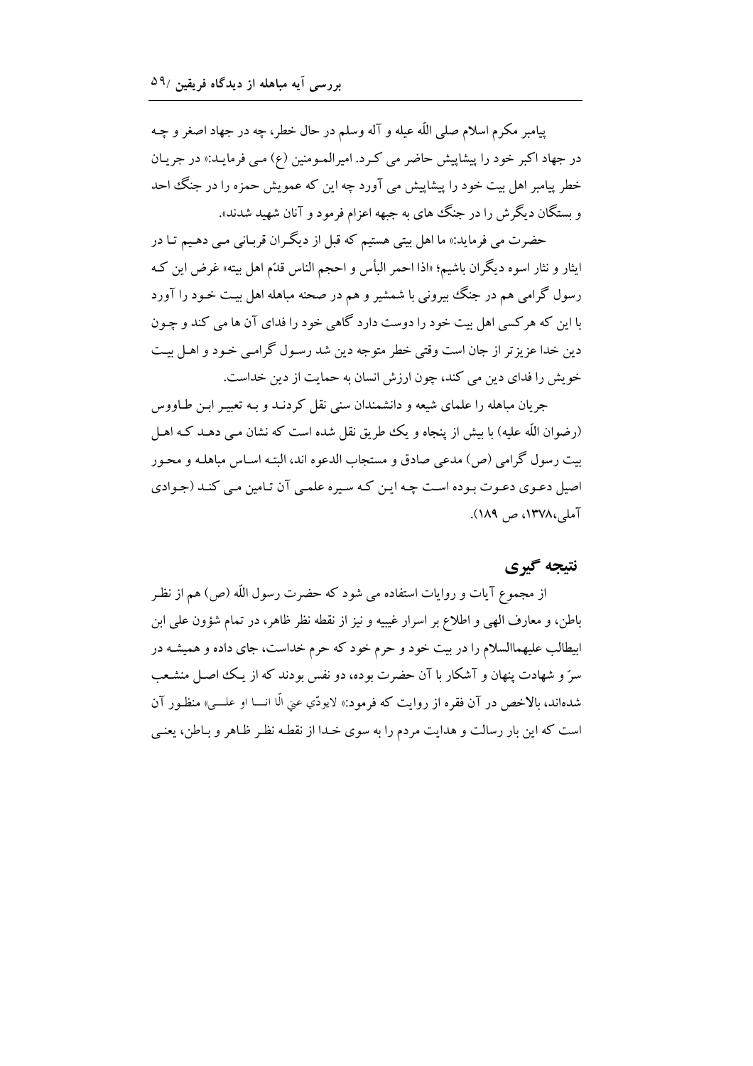پیامبر مکرم اسلام صلی اللّه علیه و آله وسلم در حال خطر، چه در جهاد اصغر و چه در جهاد اکبر خود را پیشاپیش حاضر می کرد. امیرالمومنین (ع) می فرماید:« در جریان خطر پیامبر اهل بیت خود را پیشاپیش می آورد چه این که عمویش حمزه را در جنگ احد و بستگان دیگرش را در جنگ های به جبهه اعزام فرمود و آنان شهید شدند».

حضرت می فرماید:« ما اهل بیتی هستیم که قبل از دیگران قربانی می دهیم تا در ایثار و نثار اسوه دیگران باشیم؛ «اذا احمر البأس و احجم الناس قدّم اهل بیته» غرض این که رسول گرامی هم در جنگ بیرونی با شمشیر و هم در صحنه مباهله اهل بیت خود را آورد با این که هرکسی اهل بیت خود را دوست دارد گاهی خود را فدای آن ها می کند و چون دین خدا عزیزتر از جان است وقتی خطر متوجه دین شد رسول گرامی خود و اهل بیت خویش را فدای دین می کند، چون ارزش انسان به حمایت از دین خداست.

جریان مباهله را علمای شیعه و دانشمندان سنی نقل کردند و به تعبیر ابن طاووس (رضوان اللّه علیه) با بیش از پنجاه و یک طریق نقل شده است که نشان می دهد که اهل بیت رسول گرامی (ص) مدعی صادق و مستجاب الدعوه اند، البته اساس مباهله و محور اصیل دعوی دعوت بوده است چه این که سیره علمی آن تامین می کند (جوادی آملی،۱۳۷۸، ص ۱۸۹).

## نتیجه گیری

از مجموع آیات و روایات استفاده می شود که حضرت رسول اللّه (ص) هم از نظر باطن، و معارف الهی و اطلاع بر اسرار غیبیه و نیز از نقطه نظر ظاهر، در تمام شؤون علی ابن ابیطالب علیهماالسلام را در بیت خود و حرم خود که حرم خداست، جای داده و همیشه در سرّ و شهادت پنهان و آشکار با آن حضرت بوده، دو نفس بودند که از یک اصل منشعب شده‌اند، بالاخص در آن فقره از روایت که فرمود:« لایودّي عني الّا انـا او علـی» منظور آن است که این بار رسالت و هدایت مردم را به سوی خدا از نقطه نظر ظاهر و باطن، یعنی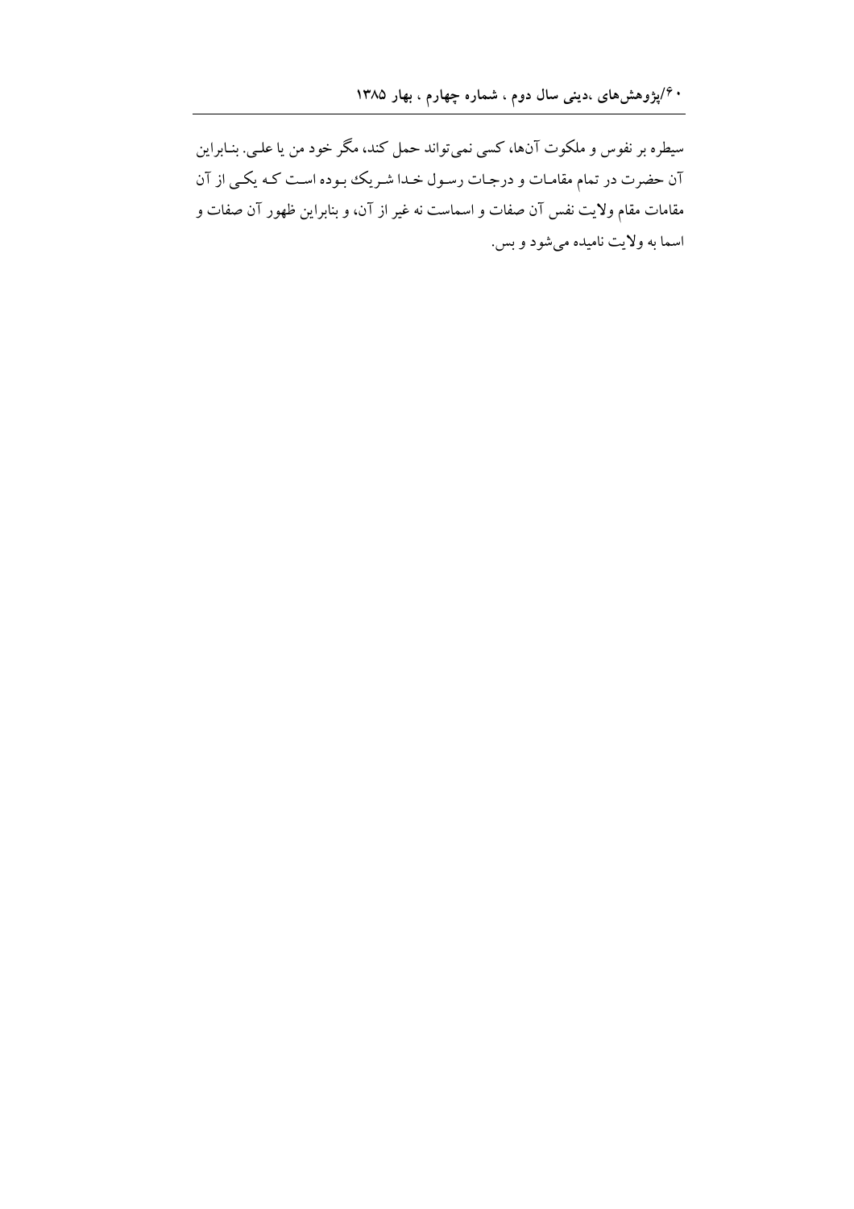سیطره بر نفوس و ملکوت آن‌ها، کسی نمی‌تواند حمل کند، مگر خود من یا علی. بنابراین آن حضرت در تمام مقامات و درجات رسول خدا شریک بوده است که یکی از آن مقامات مقام ولایت نفس آن صفات و اسماست نه غیر از آن، و بنابراین ظهور آن صفات و اسما به ولایت نامیده می‌شود و بس.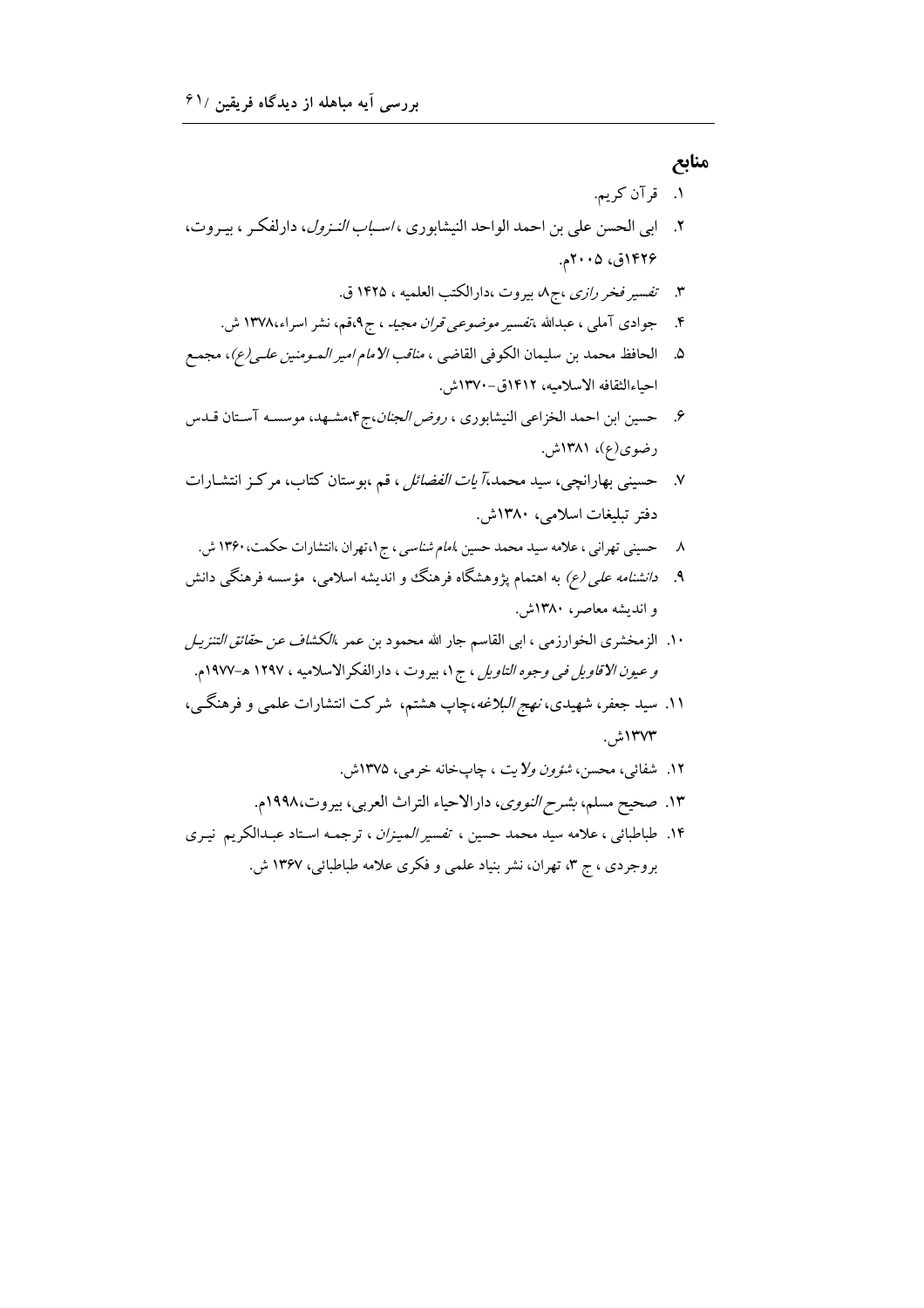## منابع

۱. قرآن کریم.

۲. ابی الحسن علی بن احمد الواحد النیشابوری ، *اسباب النزول*، دارلفکر ، بیروت، ۱۴۲۶ق، ۲۰۰۵م.

۳. *تفسیر فخر رازی* ،ج۸، بیروت ،دارالکتب العلمیه ، ۱۴۲۵ ق.

۴. جوادی آملی ، عبدالله ،*تفسیر موضوعی قران مجید* ، ج۹،قم، نشر اسراء،۱۳۷۸ ش.

۵. الحافظ محمد بن سلیمان الکوفی القاضی ، *مناقب الامام امیر المومنین علی(ع)*، مجمع احیاءالثقافه الاسلامیه، ۱۴۱۲ق-۱۳۷۰ش.

۶. حسین ابن احمد الخزاعی النیشابوری ، *روض الجنان*،ج۴،مشهد، موسسه آستان قدس رضوی(ع)، ۱۳۸۱ش.

۷. حسینی بهارانچی، سید محمد،*آیات الفضائل* ، قم ،بوستان کتاب، مرکز انتشارات دفتر تبلیغات اسلامی، ۱۳۸۰ش.

۸. حسینی تهرانی ، علامه سید محمد حسین ،*امام شناسی* ، ج۱،تهران ،انتشارات حکمت، ۱۳۶۰ ش.

۹. *دانشنامه علی(ع)* به اهتمام پژوهشگاه فرهنگ و اندیشه اسلامی، مؤسسه فرهنگی دانش و اندیشه معاصر، ۱۳۸۰ش.

۱۰. الزمخشری الخوارزمی ، ابی القاسم جار الله محمود بن عمر ،*الکشاف عن حقائق التنزیل و عیون الاقاویل فی وجوه التاویل* ، ج۱، بیروت ، دارالفکرالاسلامیه ، ۱۲۹۷ هـ-۱۹۷۷م.

۱۱. سید جعفر، شهیدی، *نهج البلاغه*،چاپ هشتم، شرکت انتشارات علمی و فرهنگی، ۱۳۷۳ش.

۱۲. شفائی، محسن، *شئون ولایت* ، چاپخانه خرمی، ۱۳۷۵ش.

۱۳. صحیح مسلم، *بشرح النووی*، دارالاحیاء التراث العربی، بیروت،۱۹۹۸م.

۱۴. طباطبائی ، علامه سید محمد حسین ، *تفسیر المیزان* ، ترجمه استاد عبدالکریم نیری بروجردی ، ج ۳، تهران، نشر بنیاد علمی و فکری علامه طباطبائی، ۱۳۶۷ ش.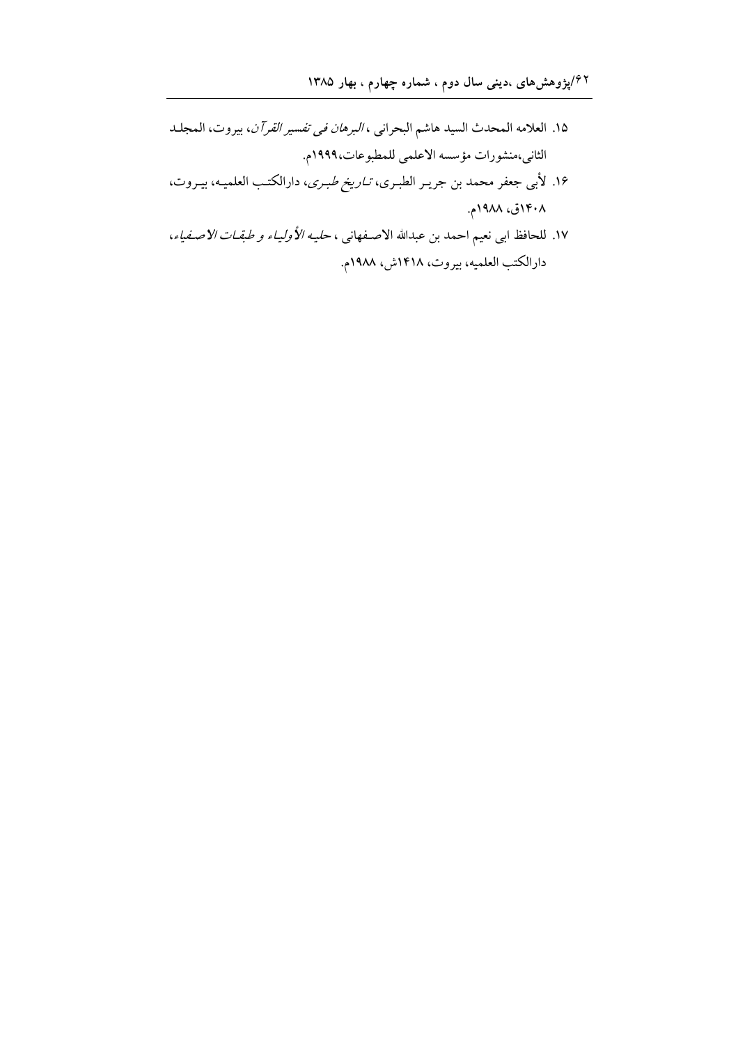۱۵. العلامه المحدث السید هاشم البحرانی ، *البرهان فی تفسیر القرآن*، بیروت، المجلد الثانی،منشورات مؤسسه الاعلمی للمطبوعات،۱۹۹۹م.

۱۶. لأبی جعفر محمد بن جریر الطبری، *تاریخ طبری*، دارالکتب العلمیه، بیروت، ۱۴۰۸ق، ۱۹۸۸م.

۱۷. للحافظ ابی نعیم احمد بن عبدالله الاصفهانی ، *حلیه الأولیاء و طبقات الاصفیاء*، دارالکتب العلمیه، بیروت، ۱۴۱۸ش، ۱۹۸۸م.